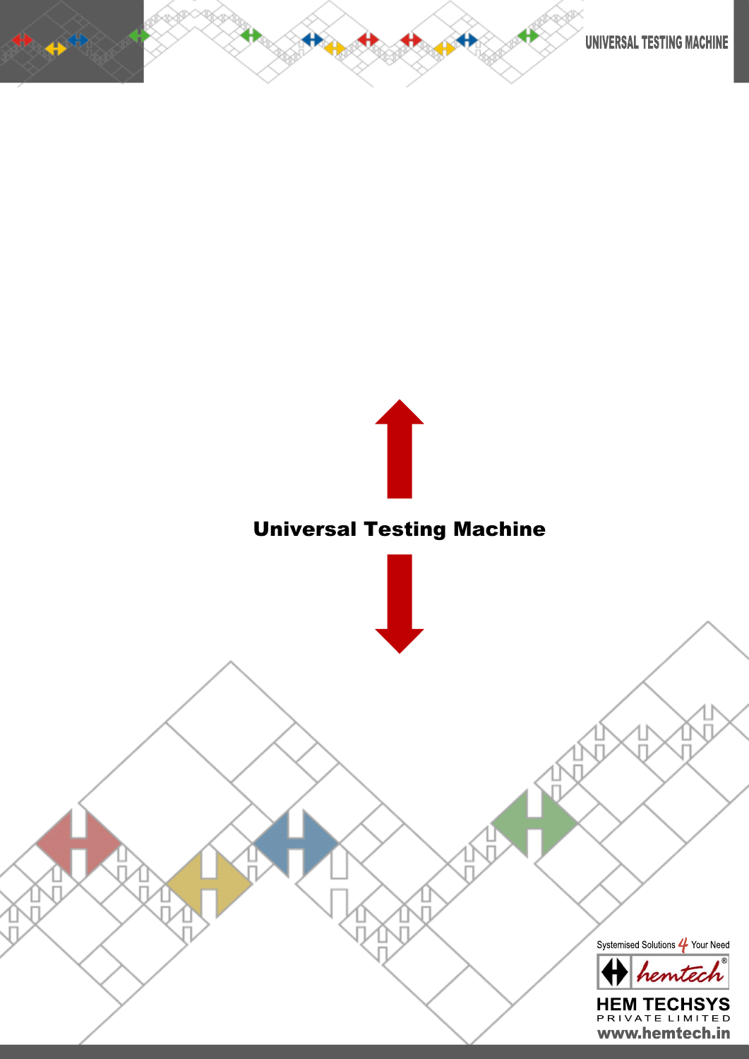# Universal Testing Machine

Systemised Solutions 4 Your Need

hemtech

HEM TECHSYS PRIVATE LIMITED

www.hemtech.in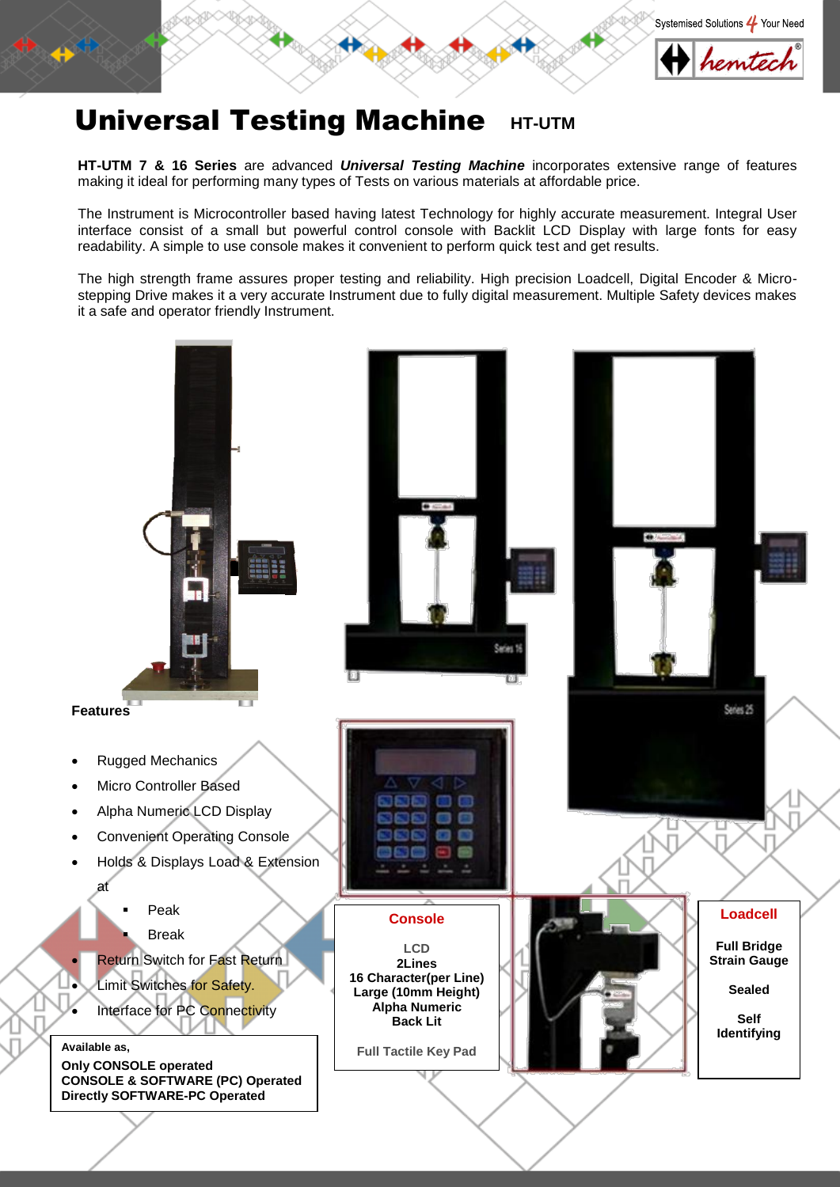# Universal Testing Machine HT-UTM

**HT-UTM 7 & 16 Series** are advanced ***Universal Testing Machine*** incorporates extensive range of features making it ideal for performing many types of Tests on various materials at affordable price.

The Instrument is Microcontroller based having latest Technology for highly accurate measurement. Integral User interface consist of a small but powerful control console with Backlit LCD Display with large fonts for easy readability. A simple to use console makes it convenient to perform quick test and get results.

The high strength frame assures proper testing and reliability. High precision Loadcell, Digital Encoder & Micro-stepping Drive makes it a very accurate Instrument due to fully digital measurement. Multiple Safety devices makes it a safe and operator friendly Instrument.

**Features**

- Rugged Mechanics
- Micro Controller Based
- Alpha Numeric LCD Display
- Convenient Operating Console
- Holds & Displays Load & Extension at
  - Peak
  - Break
- Return Switch for Fast Return
- Limit Switches for Safety.
- Interface for PC Connectivity

**Available as,**
**Only CONSOLE operated**
**CONSOLE & SOFTWARE (PC) Operated**
**Directly SOFTWARE-PC Operated**

**Console**

LCD
**2Lines**
**16 Character(per Line)**
**Large (10mm Height)**
**Alpha Numeric**
**Back Lit**

Full Tactile Key Pad

**Loadcell**

**Full Bridge Strain Gauge**

**Sealed**

**Self Identifying**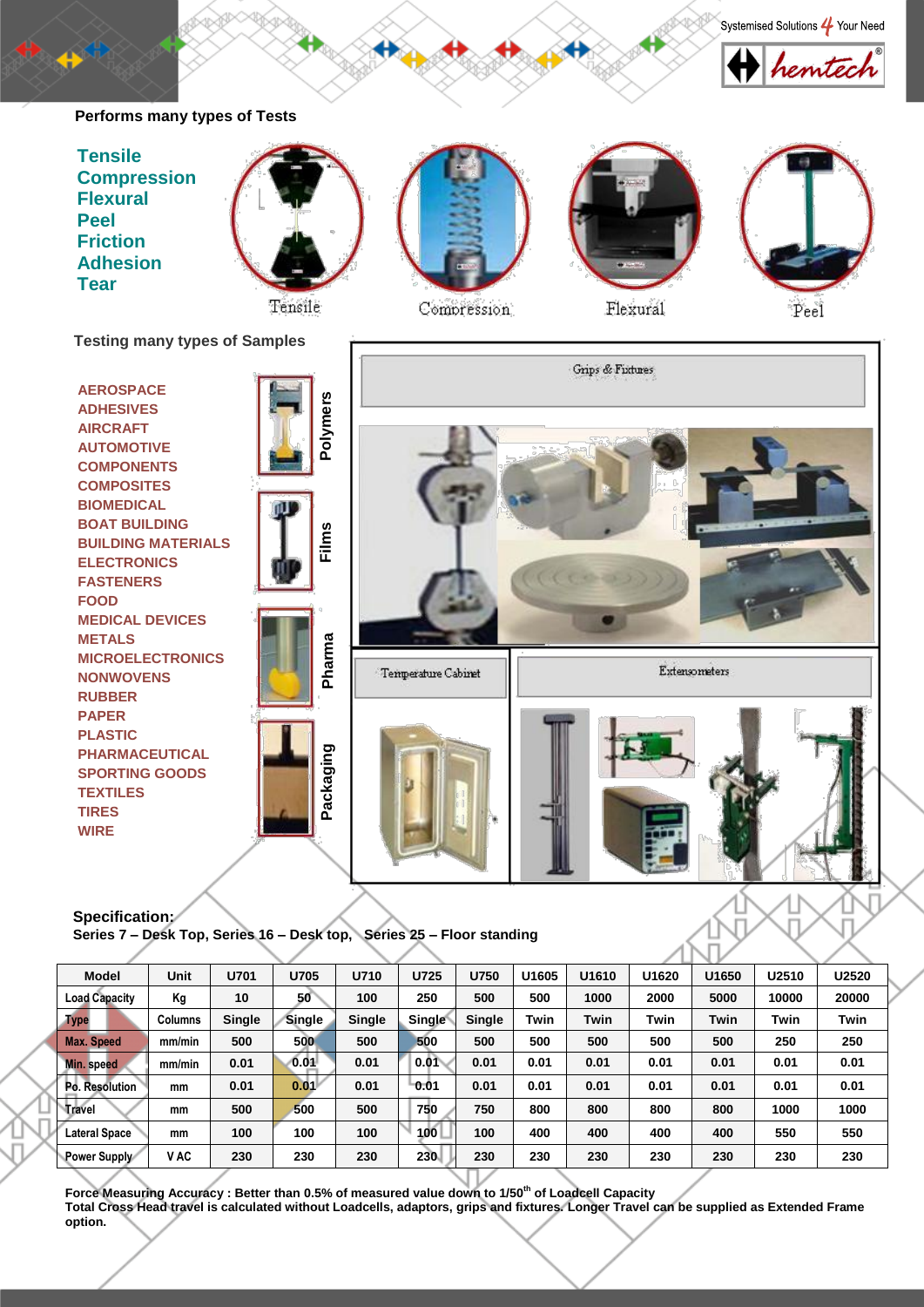Performs many types of Tests

- Tensile
- Compression
- Flexural
- Peel
- Friction
- Adhesion
- Tear

Tensile Compression Flexural Peel

Testing many types of Samples

- AEROSPACE
- ADHESIVES
- AIRCRAFT
- AUTOMOTIVE
- COMPONENTS
- COMPOSITES
- BIOMEDICAL
- BOAT BUILDING
- BUILDING MATERIALS
- ELECTRONICS
- FASTENERS
- FOOD
- MEDICAL DEVICES
- METALS
- MICROELECTRONICS
- NONWOVENS
- RUBBER
- PAPER
- PLASTIC
- PHARMACEUTICAL
- SPORTING GOODS
- TEXTILES
- TIRES
- WIRE

Polymers

Films

Pharma

Packaging

Grips & Fixtures

Temperature Cabinet

Extensometers

**Specification:**

**Series 7 – Desk Top, Series 16 – Desk top, Series 25 – Floor standing**

| Model | Unit | U701 | U705 | U710 | U725 | U750 | U1605 | U1610 | U1620 | U1650 | U2510 | U2520 |
|---|---|---|---|---|---|---|---|---|---|---|---|---|
| Load Capacity | Kg | 10 | 50 | 100 | 250 | 500 | 500 | 1000 | 2000 | 5000 | 10000 | 20000 |
| Type | Columns | Single | Single | Single | Single | Single | Twin | Twin | Twin | Twin | Twin | Twin |
| Max. Speed | mm/min | 500 | 500 | 500 | 500 | 500 | 500 | 500 | 500 | 500 | 250 | 250 |
| Min. speed | mm/min | 0.01 | 0.01 | 0.01 | 0.01 | 0.01 | 0.01 | 0.01 | 0.01 | 0.01 | 0.01 | 0.01 |
| Po. Resolution | mm | 0.01 | 0.01 | 0.01 | 0.01 | 0.01 | 0.01 | 0.01 | 0.01 | 0.01 | 0.01 | 0.01 |
| Travel | mm | 500 | 500 | 500 | 750 | 750 | 800 | 800 | 800 | 800 | 1000 | 1000 |
| Lateral Space | mm | 100 | 100 | 100 | 100 | 100 | 400 | 400 | 400 | 400 | 550 | 550 |
| Power Supply | V AC | 230 | 230 | 230 | 230 | 230 | 230 | 230 | 230 | 230 | 230 | 230 |

**Force Measuring Accuracy : Better than 0.5% of measured value down to 1/50th of Loadcell Capacity**
**Total Cross Head travel is calculated without Loadcells, adaptors, grips and fixtures. Longer Travel can be supplied as Extended Frame option.**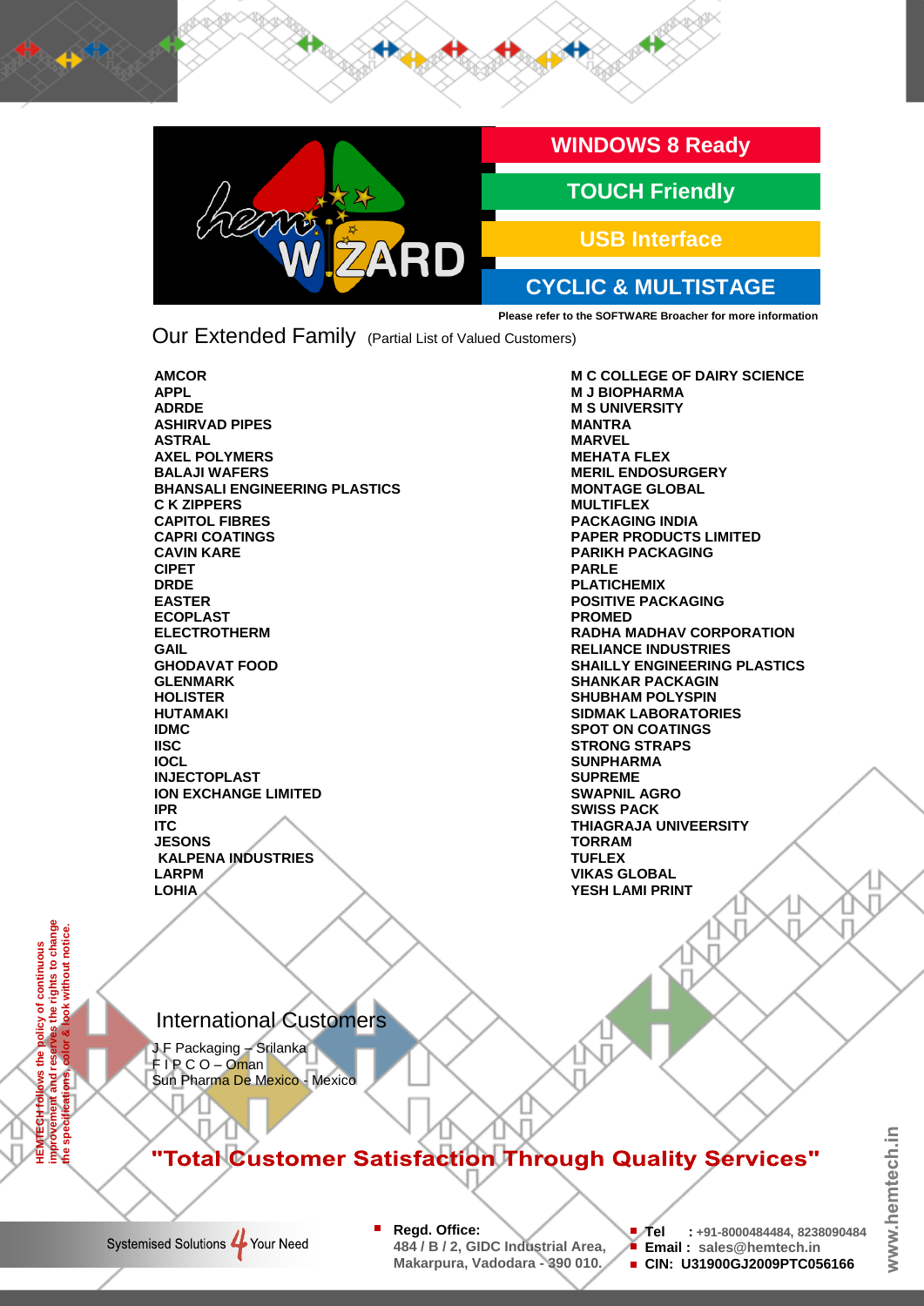hemWIZARD

**WINDOWS 8 Ready**

**TOUCH Friendly**

**USB Interface**

**CYCLIC & MULTISTAGE**

**Please refer to the SOFTWARE Broacher for more information**

## Our Extended Family (Partial List of Valued Customers)

**AMCOR**
**APPL**
**ADRDE**
**ASHIRVAD PIPES**
**ASTRAL**
**AXEL POLYMERS**
**BALAJI WAFERS**
**BHANSALI ENGINEERING PLASTICS**
**C K ZIPPERS**
**CAPITOL FIBRES**
**CAPRI COATINGS**
**CAVIN KARE**
**CIPET**
**DRDE**
**EASTER**
**ECOPLAST**
**ELECTROTHERM**
**GAIL**
**GHODAVAT FOOD**
**GLENMARK**
**HOLISTER**
**HUTAMAKI**
**IDMC**
**IISC**
**IOCL**
**INJECTOPLAST**
**ION EXCHANGE LIMITED**
**IPR**
**ITC**
**JESONS**
**KALPENA INDUSTRIES**
**LARPM**
**LOHIA**
**M C COLLEGE OF DAIRY SCIENCE**
**M J BIOPHARMA**
**M S UNIVERSITY**
**MANTRA**
**MARVEL**
**MEHATA FLEX**
**MERIL ENDOSURGERY**
**MONTAGE GLOBAL**
**MULTIFLEX**
**PACKAGING INDIA**
**PAPER PRODUCTS LIMITED**
**PARIKH PACKAGING**
**PARLE**
**PLATICHEMIX**
**POSITIVE PACKAGING**
**PROMED**
**RADHA MADHAV CORPORATION**
**RELIANCE INDUSTRIES**
**SHAILLY ENGINEERING PLASTICS**
**SHANKAR PACKAGIN**
**SHUBHAM POLYSPIN**
**SIDMAK LABORATORIES**
**SPOT ON COATINGS**
**STRONG STRAPS**
**SUNPHARMA**
**SUPREME**
**SWAPNIL AGRO**
**SWISS PACK**
**THIAGRAJA UNIVEERSITY**
**TORRAM**
**TUFLEX**
**VIKAS GLOBAL**
**YESH LAMI PRINT**

## International Customers

J F Packaging – Srilanka
F I P C O – Oman
Sun Pharma De Mexico - Mexico

**"Total Customer Satisfaction Through Quality Services"**

**HEMTECH follows the policy of continuous improvement and reserves the rights to change the specifications, color & look without notice.**

Systemised Solutions 4 Your Need

- **Regd. Office:**
  **484 / B / 2, GIDC Industrial Area, Makarpura, Vadodara - 390 010.**

- **Tel : +91-8000484484, 8238090484**
- **Email : sales@hemtech.in**
- **CIN: U31900GJ2009PTC056166**

**www.hemtech.in**